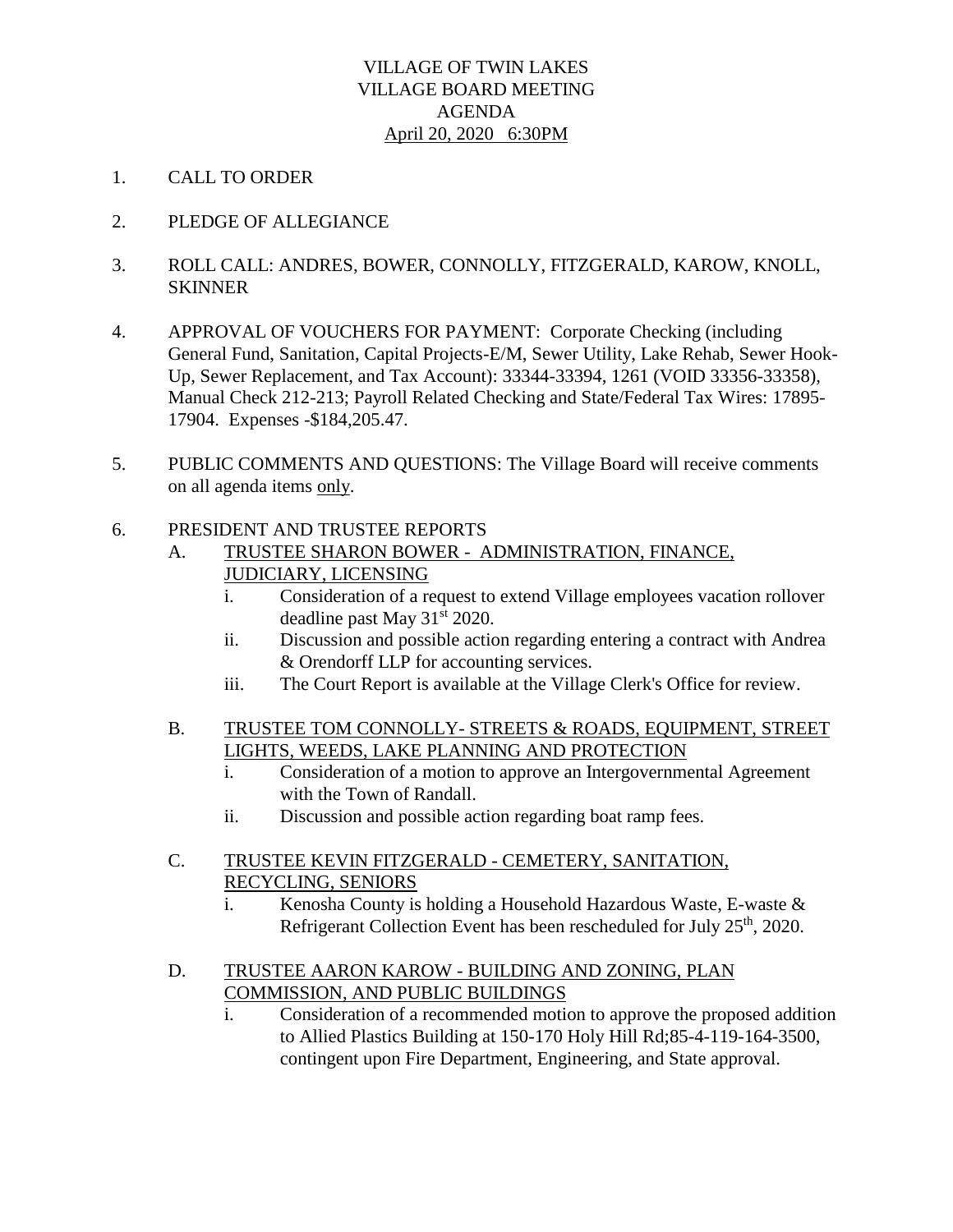# VILLAGE OF TWIN LAKES
## VILLAGE BOARD MEETING
## AGENDA
## April 20, 2020 6:30PM

1. CALL TO ORDER

2. PLEDGE OF ALLEGIANCE

3. ROLL CALL: ANDRES, BOWER, CONNOLLY, FITZGERALD, KAROW, KNOLL, SKINNER

4. APPROVAL OF VOUCHERS FOR PAYMENT: Corporate Checking (including General Fund, Sanitation, Capital Projects-E/M, Sewer Utility, Lake Rehab, Sewer Hook-Up, Sewer Replacement, and Tax Account): 33344-33394, 1261 (VOID 33356-33358), Manual Check 212-213; Payroll Related Checking and State/Federal Tax Wires: 17895-17904. Expenses -$184,205.47.

5. PUBLIC COMMENTS AND QUESTIONS: The Village Board will receive comments on all agenda items only.

6. PRESIDENT AND TRUSTEE REPORTS

   A. TRUSTEE SHARON BOWER - ADMINISTRATION, FINANCE, JUDICIARY, LICENSING
      i. Consideration of a request to extend Village employees vacation rollover deadline past May 31st 2020.
      ii. Discussion and possible action regarding entering a contract with Andrea & Orendorff LLP for accounting services.
      iii. The Court Report is available at the Village Clerk's Office for review.

   B. TRUSTEE TOM CONNOLLY- STREETS & ROADS, EQUIPMENT, STREET LIGHTS, WEEDS, LAKE PLANNING AND PROTECTION
      i. Consideration of a motion to approve an Intergovernmental Agreement with the Town of Randall.
      ii. Discussion and possible action regarding boat ramp fees.

   C. TRUSTEE KEVIN FITZGERALD - CEMETERY, SANITATION, RECYCLING, SENIORS
      i. Kenosha County is holding a Household Hazardous Waste, E-waste & Refrigerant Collection Event has been rescheduled for July 25th, 2020.

   D. TRUSTEE AARON KAROW - BUILDING AND ZONING, PLAN COMMISSION, AND PUBLIC BUILDINGS
      i. Consideration of a recommended motion to approve the proposed addition to Allied Plastics Building at 150-170 Holy Hill Rd;85-4-119-164-3500, contingent upon Fire Department, Engineering, and State approval.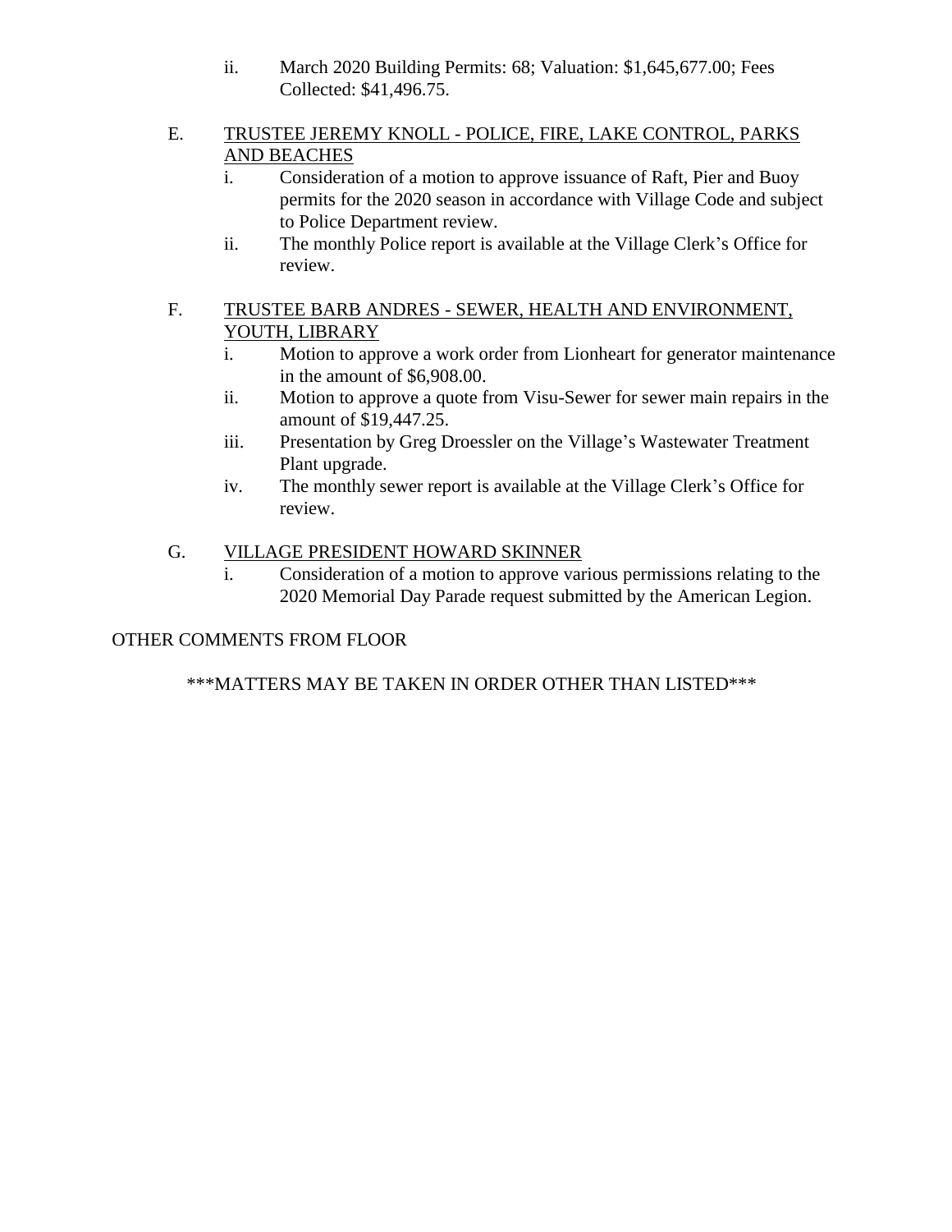ii. March 2020 Building Permits: 68; Valuation: $1,645,677.00; Fees Collected: $41,496.75.

E. TRUSTEE JEREMY KNOLL - POLICE, FIRE, LAKE CONTROL, PARKS AND BEACHES

i. Consideration of a motion to approve issuance of Raft, Pier and Buoy permits for the 2020 season in accordance with Village Code and subject to Police Department review.

ii. The monthly Police report is available at the Village Clerk's Office for review.

F. TRUSTEE BARB ANDRES - SEWER, HEALTH AND ENVIRONMENT, YOUTH, LIBRARY

i. Motion to approve a work order from Lionheart for generator maintenance in the amount of $6,908.00.

ii. Motion to approve a quote from Visu-Sewer for sewer main repairs in the amount of $19,447.25.

iii. Presentation by Greg Droessler on the Village's Wastewater Treatment Plant upgrade.

iv. The monthly sewer report is available at the Village Clerk's Office for review.

G. VILLAGE PRESIDENT HOWARD SKINNER

i. Consideration of a motion to approve various permissions relating to the 2020 Memorial Day Parade request submitted by the American Legion.

OTHER COMMENTS FROM FLOOR

***MATTERS MAY BE TAKEN IN ORDER OTHER THAN LISTED***